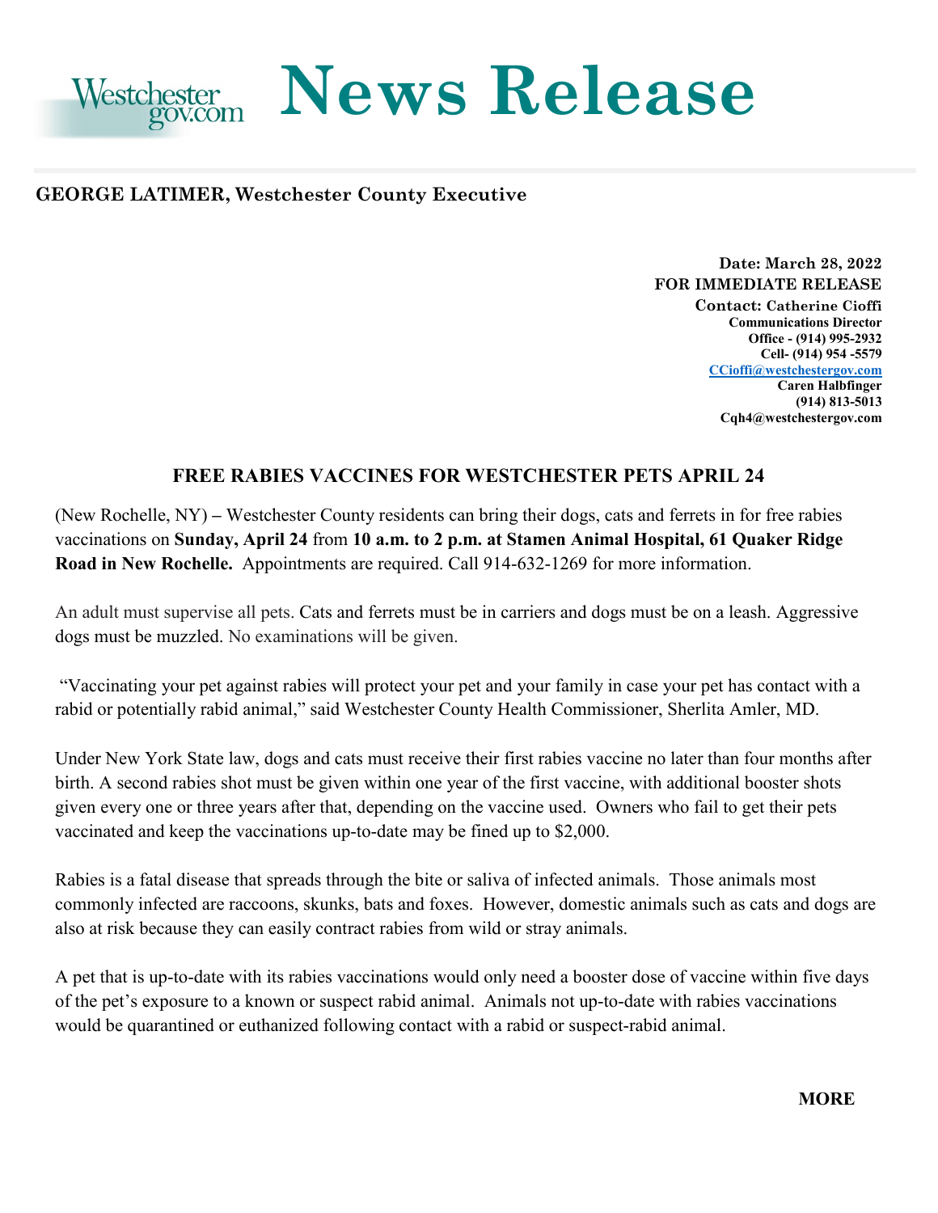Westchester gov.com **News Release**

**GEORGE LATIMER, Westchester County Executive**

**Date: March 28, 2022**
**FOR IMMEDIATE RELEASE**
**Contact: Catherine Cioffi**
**Communications Director**
**Office - (914) 995-2932**
**Cell- (914) 954 -5579**
**CCioffi@westchestergov.com**
**Caren Halbfinger**
**(914) 813-5013**
**Cqh4@westchestergov.com**

## FREE RABIES VACCINES FOR WESTCHESTER PETS APRIL 24

(New Rochelle, NY) **–** Westchester County residents can bring their dogs, cats and ferrets in for free rabies vaccinations on **Sunday, April 24** from **10 a.m. to 2 p.m. at Stamen Animal Hospital, 61 Quaker Ridge Road in New Rochelle.** Appointments are required. Call 914-632-1269 for more information.

An adult must supervise all pets. Cats and ferrets must be in carriers and dogs must be on a leash. Aggressive dogs must be muzzled. No examinations will be given.

"Vaccinating your pet against rabies will protect your pet and your family in case your pet has contact with a rabid or potentially rabid animal," said Westchester County Health Commissioner, Sherlita Amler, MD.

Under New York State law, dogs and cats must receive their first rabies vaccine no later than four months after birth. A second rabies shot must be given within one year of the first vaccine, with additional booster shots given every one or three years after that, depending on the vaccine used. Owners who fail to get their pets vaccinated and keep the vaccinations up-to-date may be fined up to $2,000.

Rabies is a fatal disease that spreads through the bite or saliva of infected animals. Those animals most commonly infected are raccoons, skunks, bats and foxes. However, domestic animals such as cats and dogs are also at risk because they can easily contract rabies from wild or stray animals.

A pet that is up-to-date with its rabies vaccinations would only need a booster dose of vaccine within five days of the pet's exposure to a known or suspect rabid animal. Animals not up-to-date with rabies vaccinations would be quarantined or euthanized following contact with a rabid or suspect-rabid animal.

**MORE**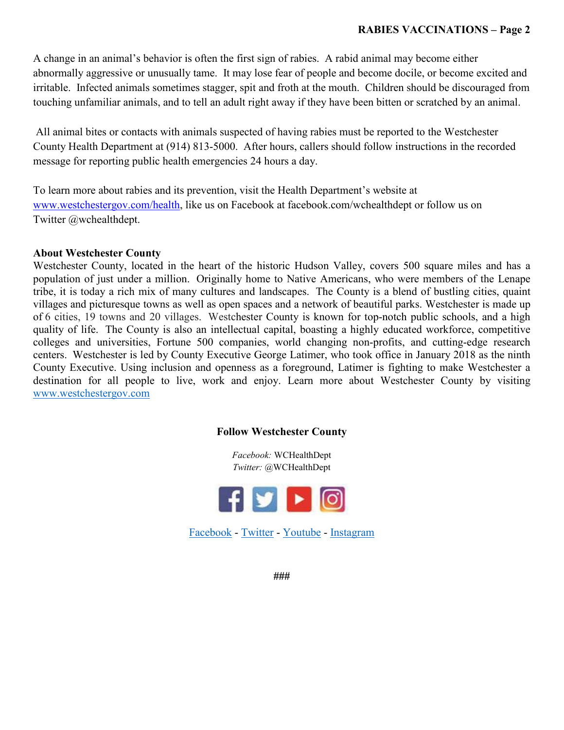A change in an animal's behavior is often the first sign of rabies. A rabid animal may become either abnormally aggressive or unusually tame. It may lose fear of people and become docile, or become excited and irritable. Infected animals sometimes stagger, spit and froth at the mouth. Children should be discouraged from touching unfamiliar animals, and to tell an adult right away if they have been bitten or scratched by an animal.

All animal bites or contacts with animals suspected of having rabies must be reported to the Westchester County Health Department at (914) 813-5000. After hours, callers should follow instructions in the recorded message for reporting public health emergencies 24 hours a day.

To learn more about rabies and its prevention, visit the Health Department's website at www.westchestergov.com/health, like us on Facebook at facebook.com/wchealthdept or follow us on Twitter @wchealthdept.

**About Westchester County**

Westchester County, located in the heart of the historic Hudson Valley, covers 500 square miles and has a population of just under a million. Originally home to Native Americans, who were members of the Lenape tribe, it is today a rich mix of many cultures and landscapes. The County is a blend of bustling cities, quaint villages and picturesque towns as well as open spaces and a network of beautiful parks. Westchester is made up of 6 cities, 19 towns and 20 villages. Westchester County is known for top-notch public schools, and a high quality of life. The County is also an intellectual capital, boasting a highly educated workforce, competitive colleges and universities, Fortune 500 companies, world changing non-profits, and cutting-edge research centers. Westchester is led by County Executive George Latimer, who took office in January 2018 as the ninth County Executive. Using inclusion and openness as a foreground, Latimer is fighting to make Westchester a destination for all people to live, work and enjoy. Learn more about Westchester County by visiting www.westchestergov.com

**Follow Westchester County**

*Facebook:* WCHealthDept
*Twitter:* @WCHealthDept

Facebook - Twitter - Youtube - Instagram

###